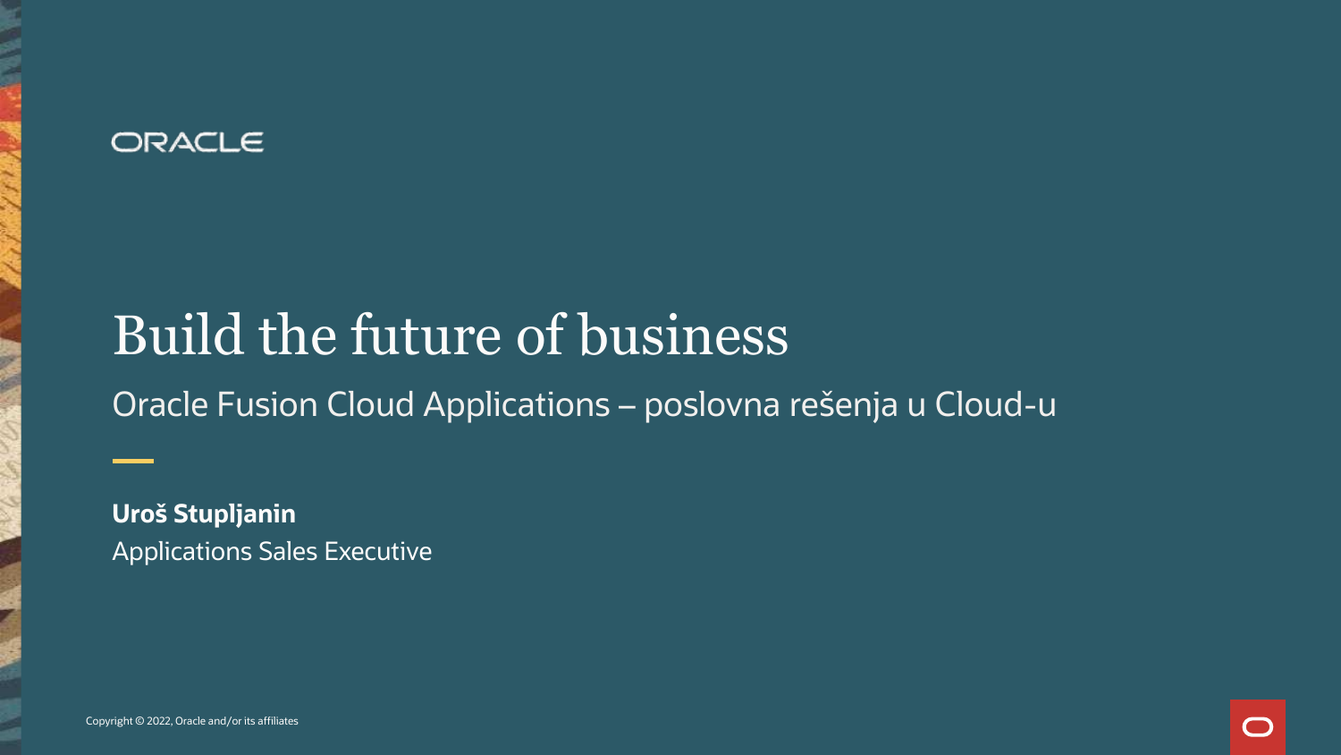ORACLE

# Build the future of business

## Oracle Fusion Cloud Applications – poslovna rešenja u Cloud-u

**Uroš Stupljanin**

Applications Sales Executive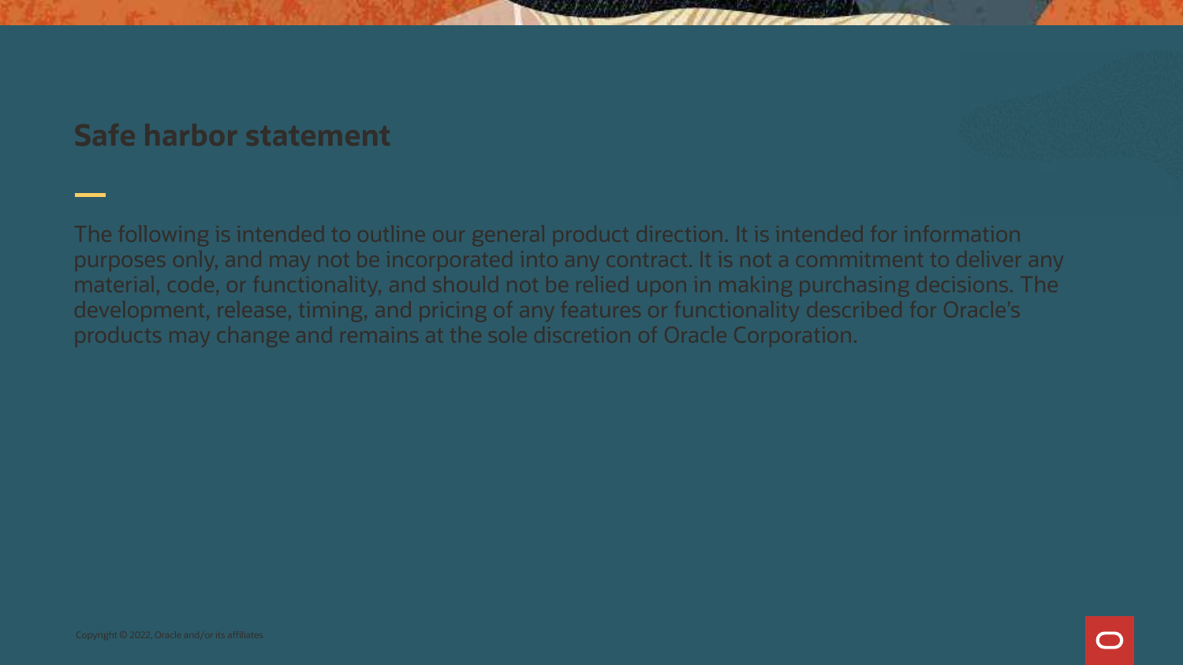# Safe harbor statement

The following is intended to outline our general product direction. It is intended for information purposes only, and may not be incorporated into any contract. It is not a commitment to deliver any material, code, or functionality, and should not be relied upon in making purchasing decisions. The development, release, timing, and pricing of any features or functionality described for Oracle's products may change and remains at the sole discretion of Oracle Corporation.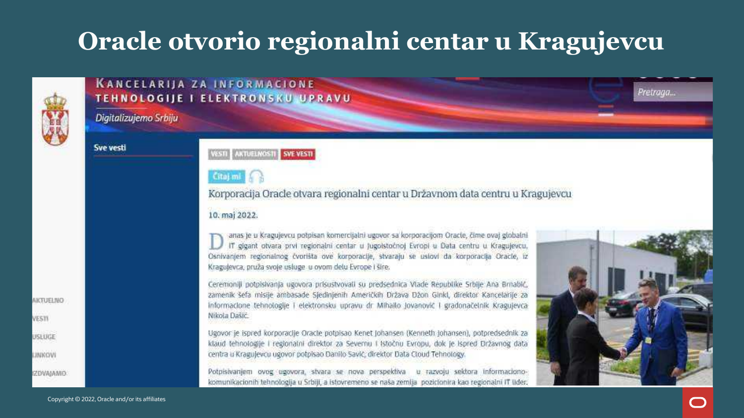# Oracle otvorio regionalni centar u Kragujevcu

KANCELARIJA ZA INFORMACIONE TEHNOLOGIJE I ELEKTRONSKU UPRAVU

*Digitalizujemo Srbiju*

Pretraga...

Sve vesti

VESTI | AKTUELNOSTI | SVE VESTI

Čitaj mi

Korporacija Oracle otvara regionalni centar u Državnom data centru u Kragujevcu

10. maj 2022.

Danas je u Kragujevcu potpisan komercijalni ugovor sa korporacijom Oracle, čime ovaj globalni IT gigant otvara prvi regionalni centar u Jugoistočnoj Evropi u Data centru u Kragujevcu. Osnivanjem regionalnog čvorišta ove korporacije, stvaraju se uslovi da korporacija Oracle, iz Kragujevca, pruža svoje usluge u ovom delu Evrope i šire.

Ceremoniji potpisivanja ugovora prisustvovali su predsednica Vlade Republike Srbije Ana Brnabić, zamenik šefa misije ambasade Sjedinjenih Američkih Država Džon Ginkl, direktor Kancelarije za informacione tehnologije i elektronsku upravu dr Mihailo Jovanović i gradonačelnik Kragujevca Nikola Dašić.

Ugovor je ispred korporacije Oracle potpisao Kenet Johansen (Kenneth Johansen), potpredsednik za klaud tehnologije i regionalni direktor za Severnu i Istočnu Evropu, dok je ispred Državnog data centra u Kragujevcu ugovor potpisao Danilo Savić, direktor Data Cloud Tehnology.

Potpisivanjem ovog ugovora, stvara se nova perspektiva u razvoju sektora informaciono-komunikacionih tehnologija u Srbiji, a istovremeno se naša zemlja pozicionira kao regionalni IT lider.

AKTUELNO
VESTI
USLUGE
LINKOVI
IZDVAJAMO

Copyright © 2022, Oracle and/or its affiliates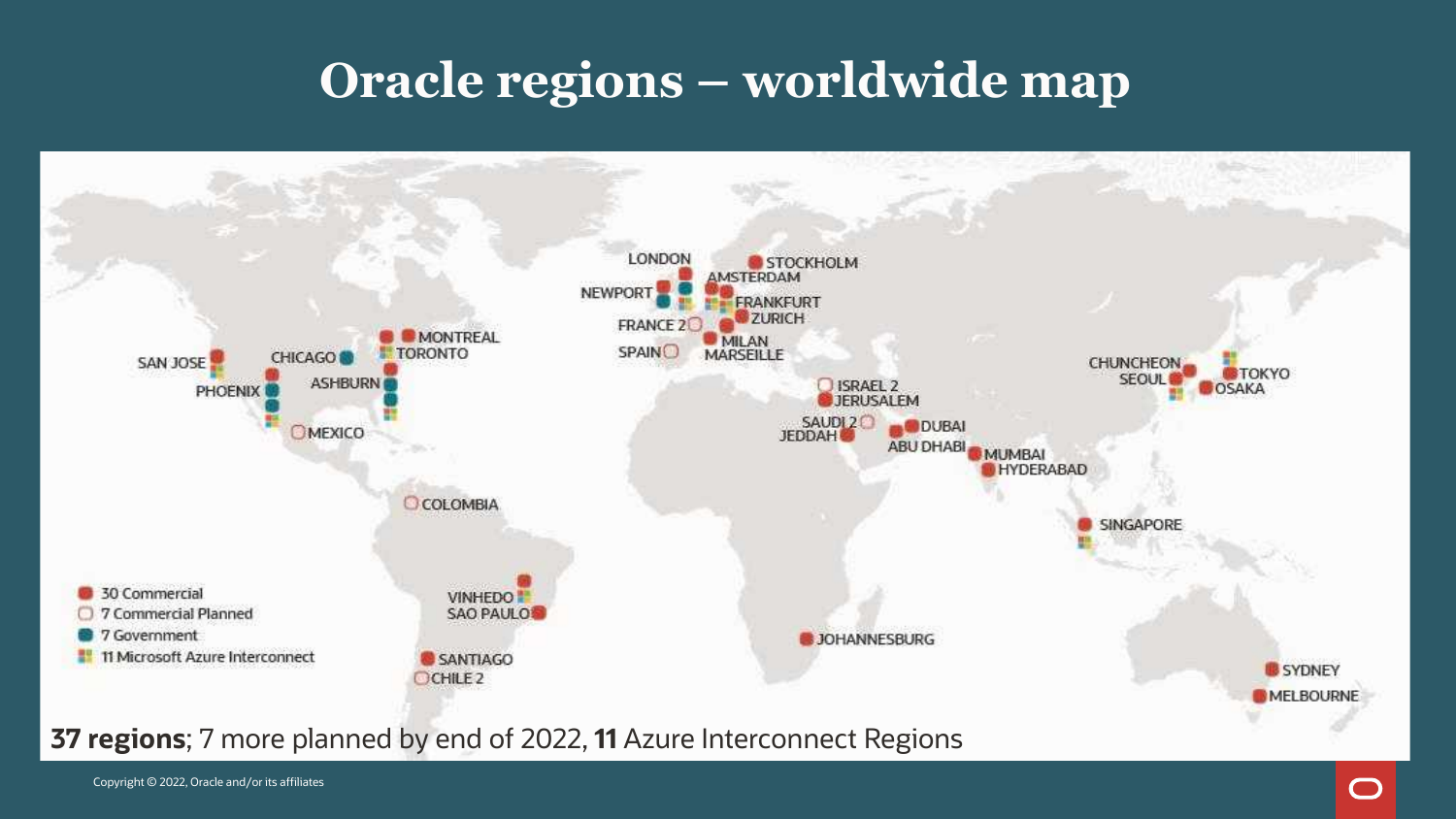# Oracle regions – worldwide map

LONDON
NEWPORT
STOCKHOLM
AMSTERDAM
FRANKFURT
ZURICH
FRANCE 2
MILAN
MARSEILLE
SPAIN
MONTREAL
TORONTO
CHICAGO
ASHBURN
SAN JOSE
PHOENIX
MEXICO
COLOMBIA
VINHEDO
SAO PAULO
SANTIAGO
CHILE 2
ISRAEL 2
JERUSALEM
SAUDI 2
JEDDAH
DUBAI
ABU DHABI
MUMBAI
HYDERABAD
CHUNCHEON
SEOUL
TOKYO
OSAKA
SINGAPORE
JOHANNESBURG
SYDNEY
MELBOURNE

- 30 Commercial
- 7 Commercial Planned
- 7 Government
- 11 Microsoft Azure Interconnect

**37 regions**; 7 more planned by end of 2022, **11** Azure Interconnect Regions

Copyright © 2022, Oracle and/or its affiliates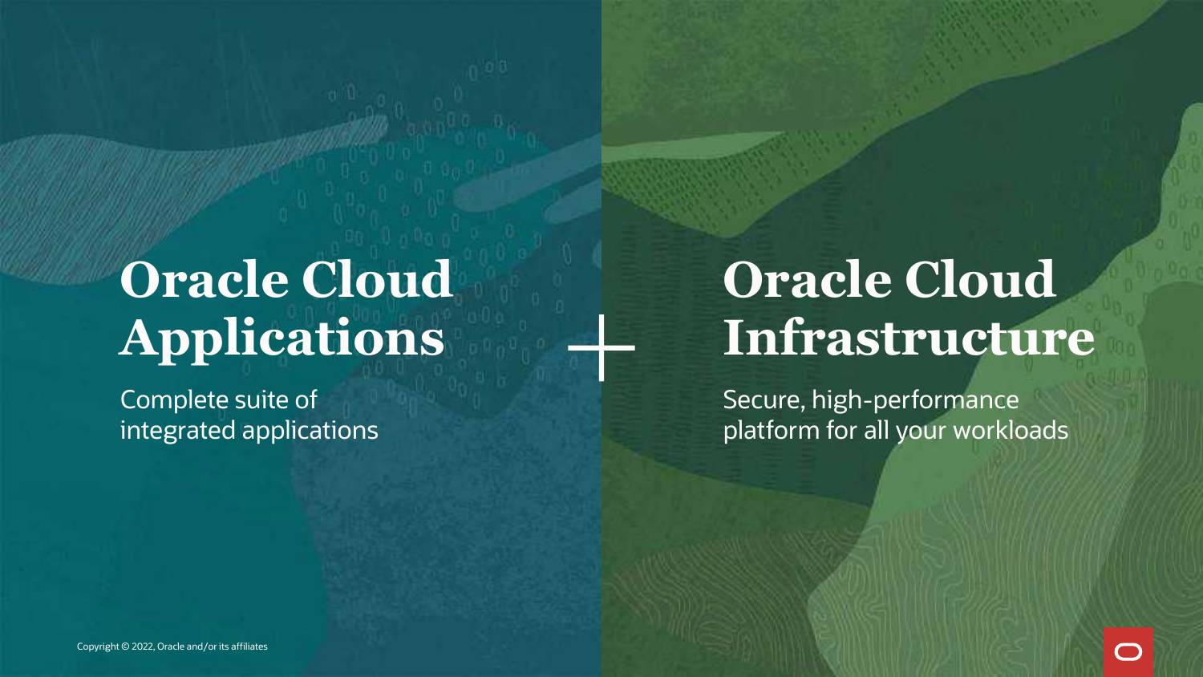# Oracle Cloud Applications

Complete suite of integrated applications

+

# Oracle Cloud Infrastructure

Secure, high-performance platform for all your workloads

Copyright © 2022, Oracle and/or its affiliates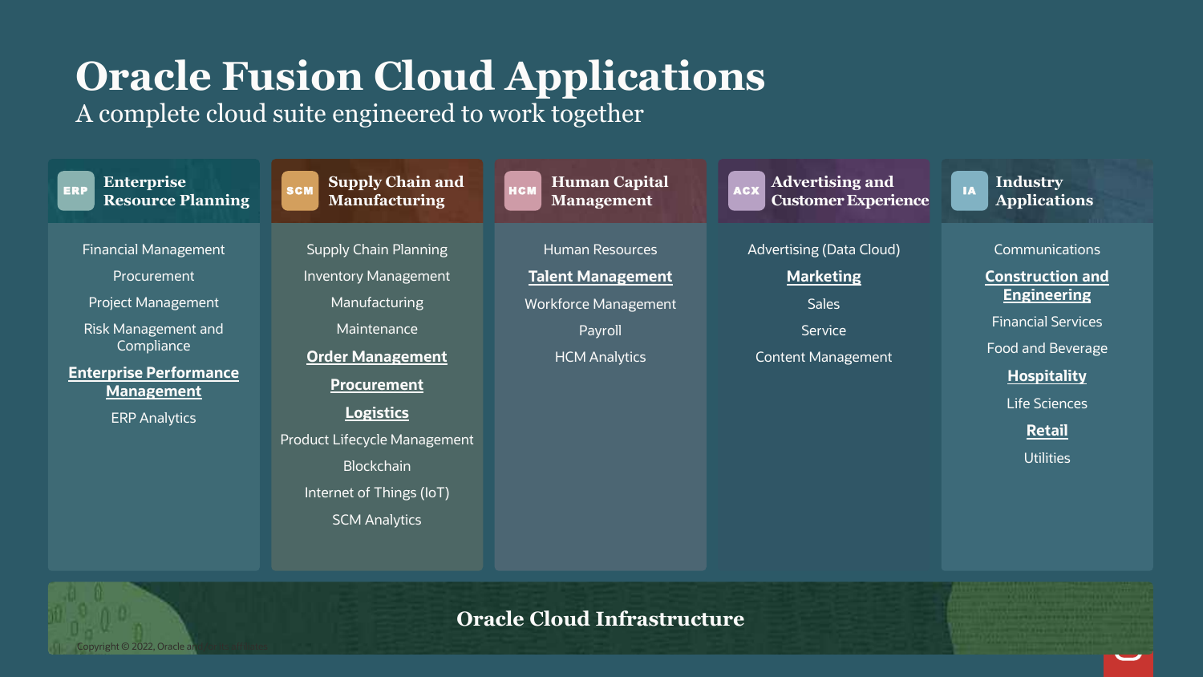# Oracle Fusion Cloud Applications

A complete cloud suite engineered to work together

## ERP Enterprise Resource Planning

- Financial Management
- Procurement
- Project Management
- Risk Management and Compliance
- **Enterprise Performance Management**
- ERP Analytics

## SCM Supply Chain and Manufacturing

- Supply Chain Planning
- Inventory Management
- Manufacturing
- Maintenance
- **Order Management**
- **Procurement**
- **Logistics**
- Product Lifecycle Management
- Blockchain
- Internet of Things (IoT)
- SCM Analytics

## HCM Human Capital Management

- Human Resources
- **Talent Management**
- Workforce Management
- Payroll
- HCM Analytics

## ACX Advertising and Customer Experience

- Advertising (Data Cloud)
- **Marketing**
- Sales
- Service
- Content Management

## IA Industry Applications

- Communications
- **Construction and Engineering**
- Financial Services
- Food and Beverage
- **Hospitality**
- Life Sciences
- **Retail**
- Utilities

## Oracle Cloud Infrastructure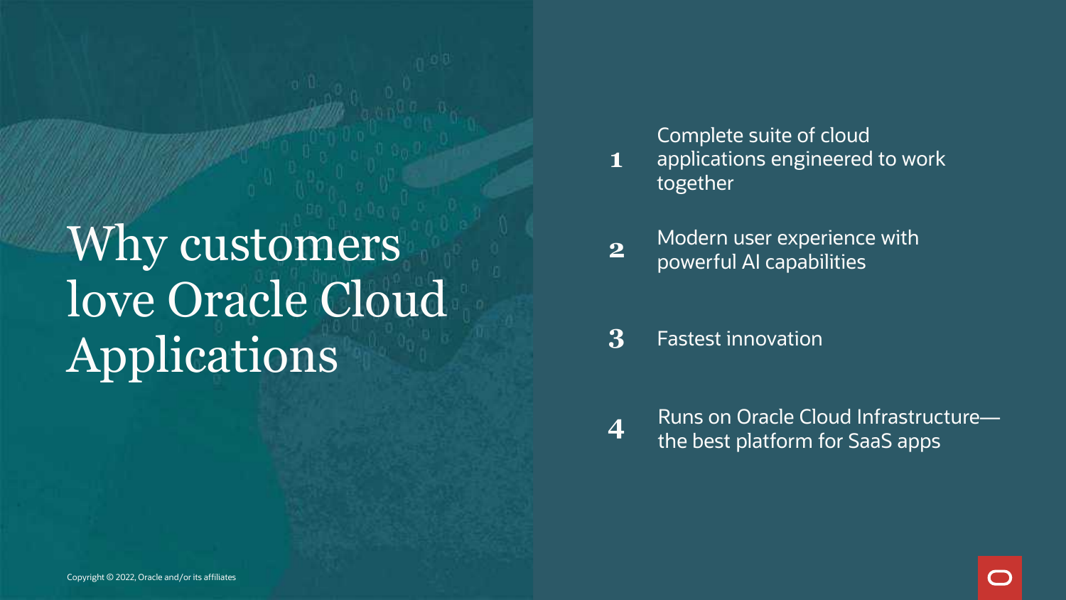# Why customers love Oracle Cloud Applications

1. Complete suite of cloud applications engineered to work together
2. Modern user experience with powerful AI capabilities
3. Fastest innovation
4. Runs on Oracle Cloud Infrastructure—the best platform for SaaS apps

Copyright © 2022, Oracle and/or its affiliates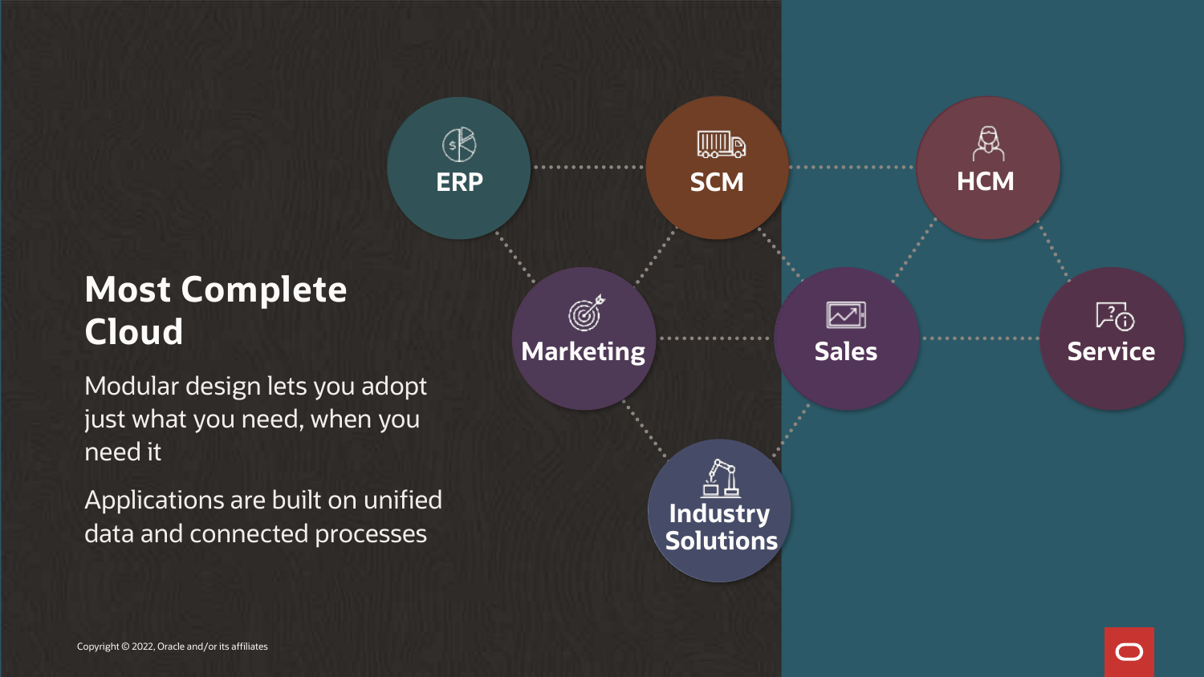# Most Complete Cloud

Modular design lets you adopt just what you need, when you need it

Applications are built on unified data and connected processes

ERP

SCM

HCM

Marketing

Sales

Service

Industry Solutions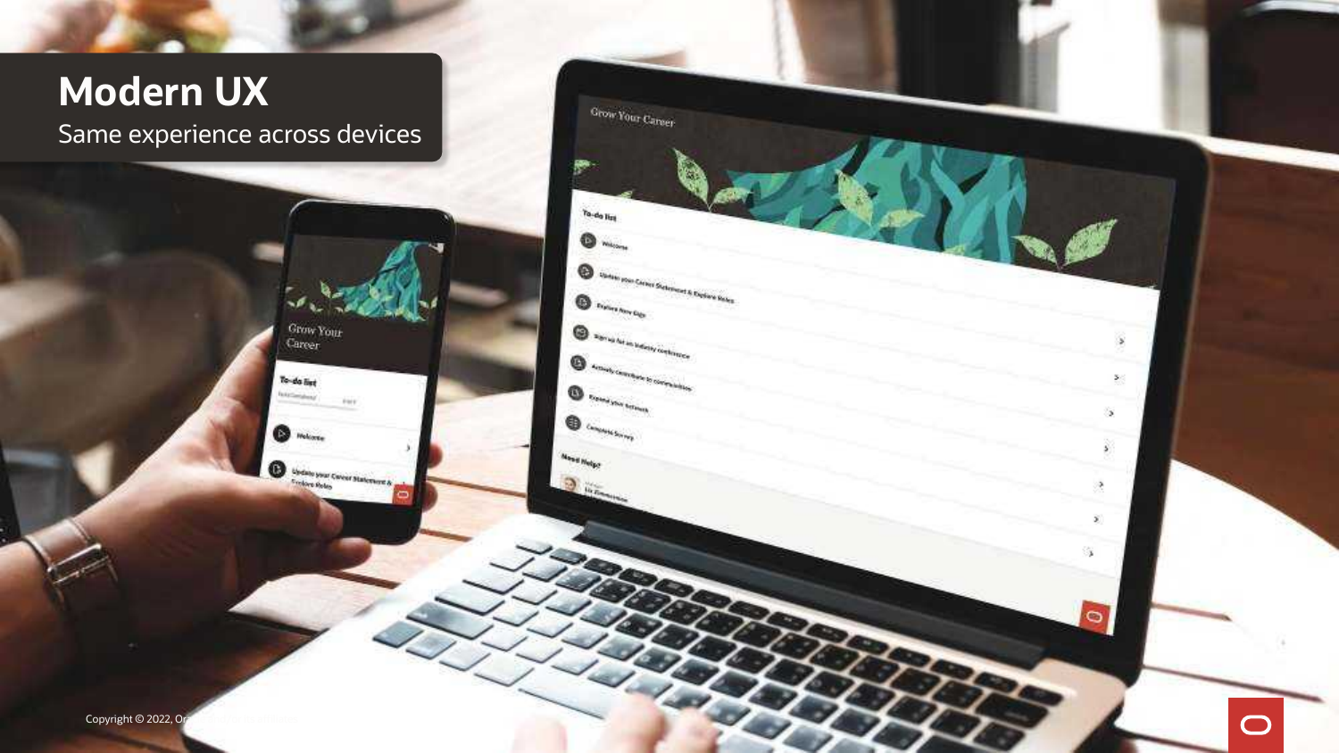# Modern UX

Same experience across devices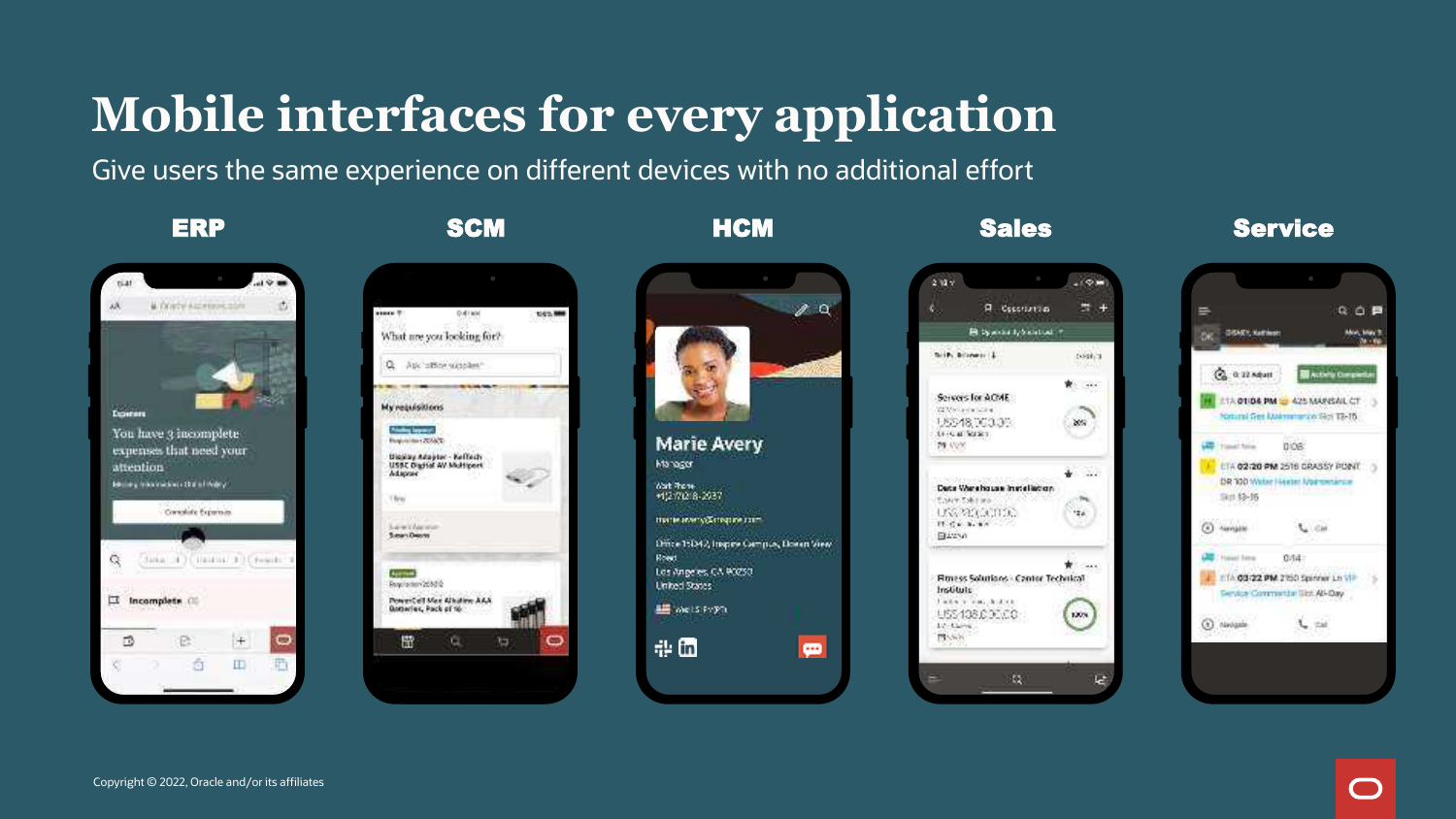# Mobile interfaces for every application

Give users the same experience on different devices with no additional effort

**ERP** **SCM** **HCM** **Sales** **Service**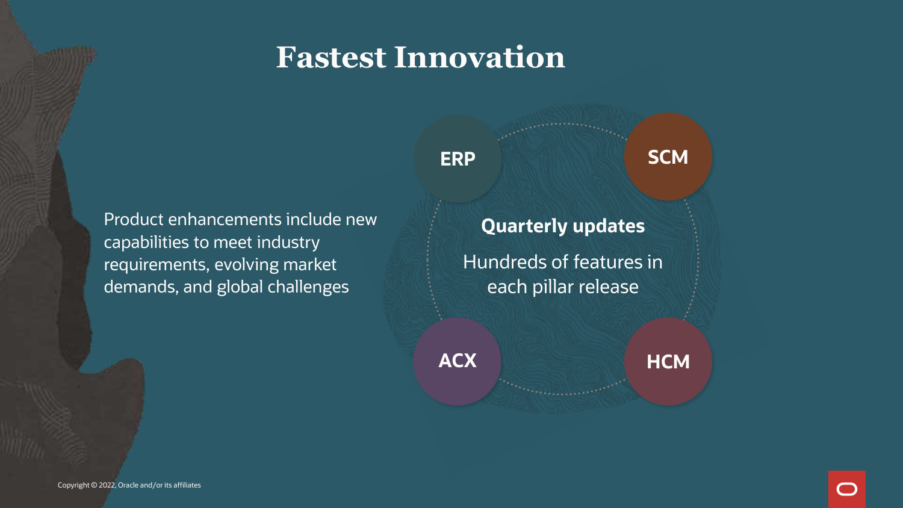# Fastest Innovation

Product enhancements include new capabilities to meet industry requirements, evolving market demands, and global challenges

ERP

SCM

**Quarterly updates**

Hundreds of features in each pillar release

ACX

HCM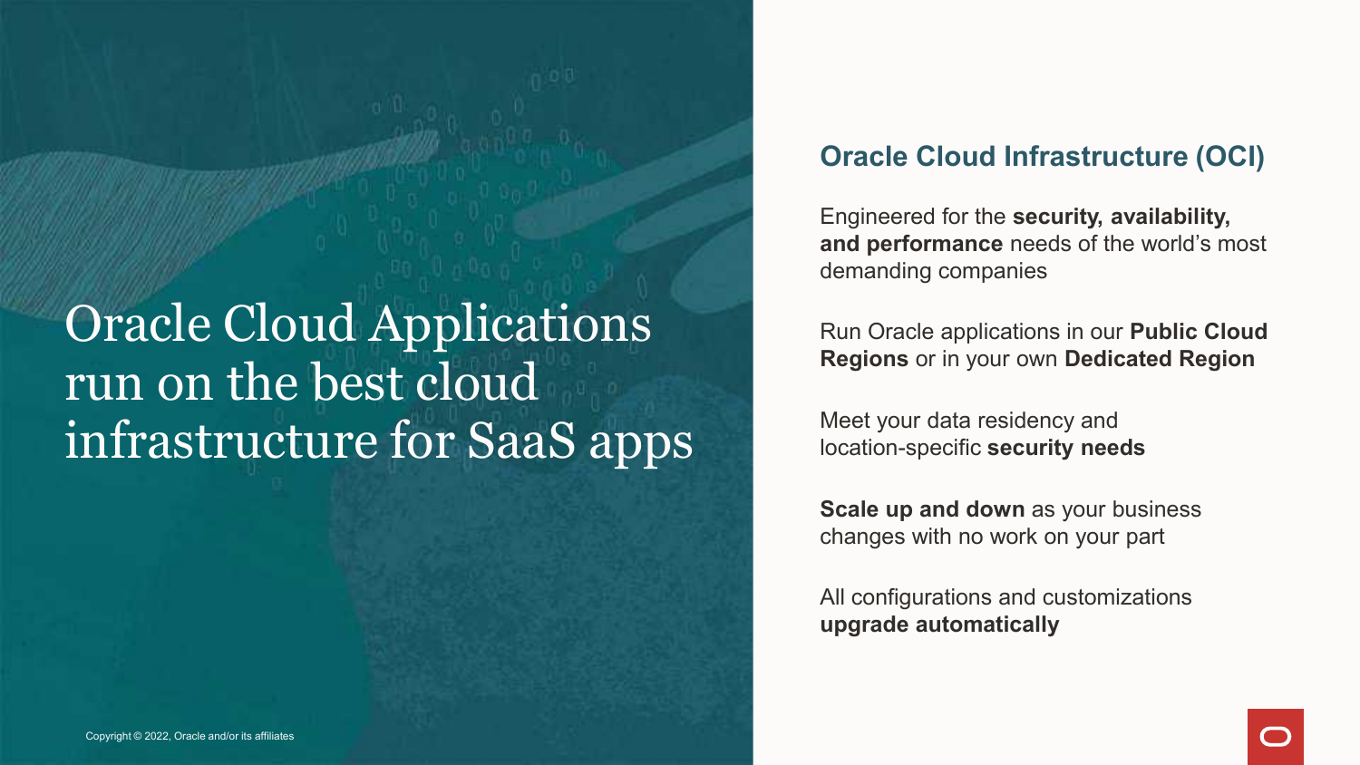# Oracle Cloud Applications run on the best cloud infrastructure for SaaS apps

## Oracle Cloud Infrastructure (OCI)

Engineered for the **security, availability, and performance** needs of the world's most demanding companies

Run Oracle applications in our **Public Cloud Regions** or in your own **Dedicated Region**

Meet your data residency and location-specific **security needs**

**Scale up and down** as your business changes with no work on your part

All configurations and customizations **upgrade automatically**

Copyright © 2022, Oracle and/or its affiliates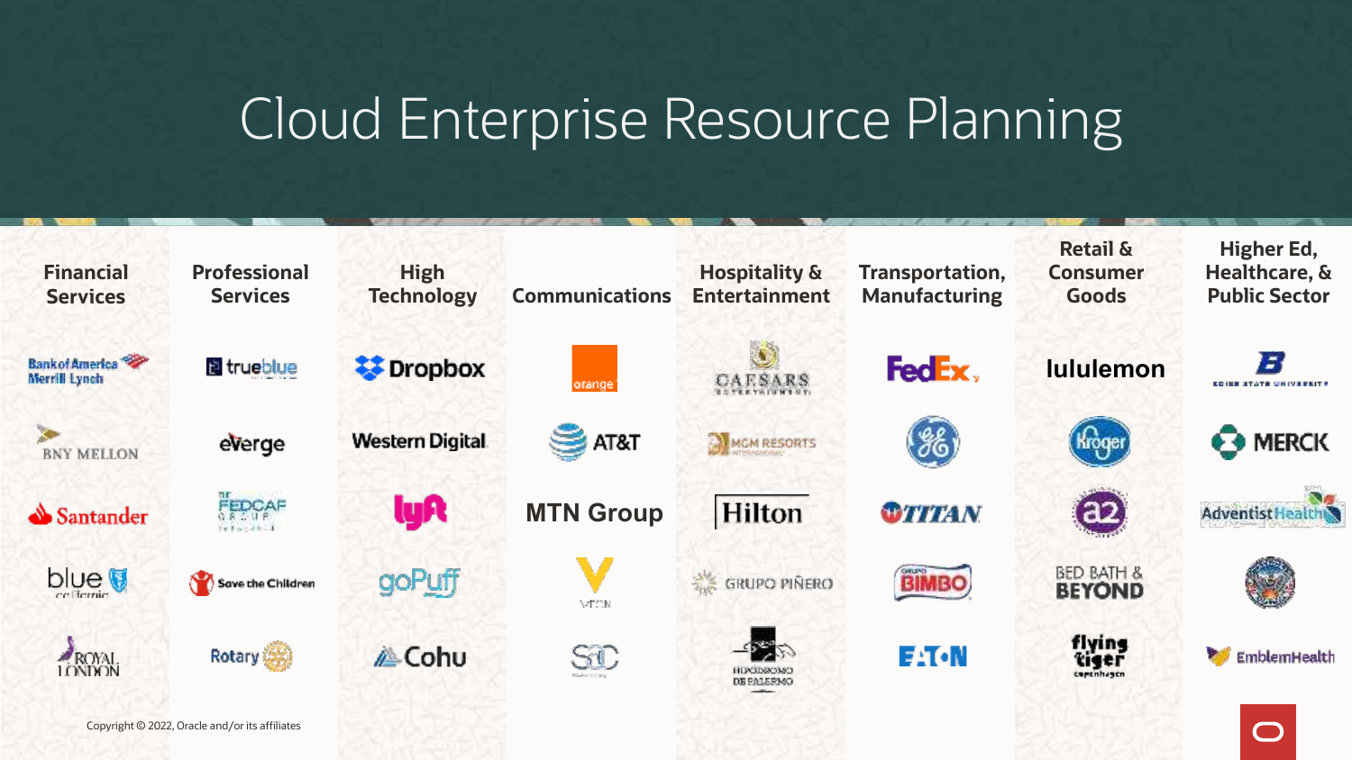# Cloud Enterprise Resource Planning

| Financial Services | Professional Services | High Technology | Communications | Hospitality & Entertainment | Transportation, Manufacturing | Retail & Consumer Goods | Higher Ed, Healthcare, & Public Sector |
|---|---|---|---|---|---|---|---|
| Bank of America Merrill Lynch | trueblue | Dropbox | orange | Caesars Entertainment | FedEx | lululemon | Boise State University |
| BNY Mellon | everge | Western Digital | AT&T | MGM Resorts International | GE | Kroger | Merck |
| Santander | FedCap Group | lyft | MTN Group | Hilton | Titan | a2 | Adventist Health |
| blue of california | Save the Children | goPuff | Veon | Grupo Piñero | Grupo Bimbo | Bed Bath & Beyond | |
| Royal London | Rotary | Cohu | STC | Hipódromo de Palermo | Eaton | flying tiger copenhagen | EmblemHealth |

Copyright © 2022, Oracle and/or its affiliates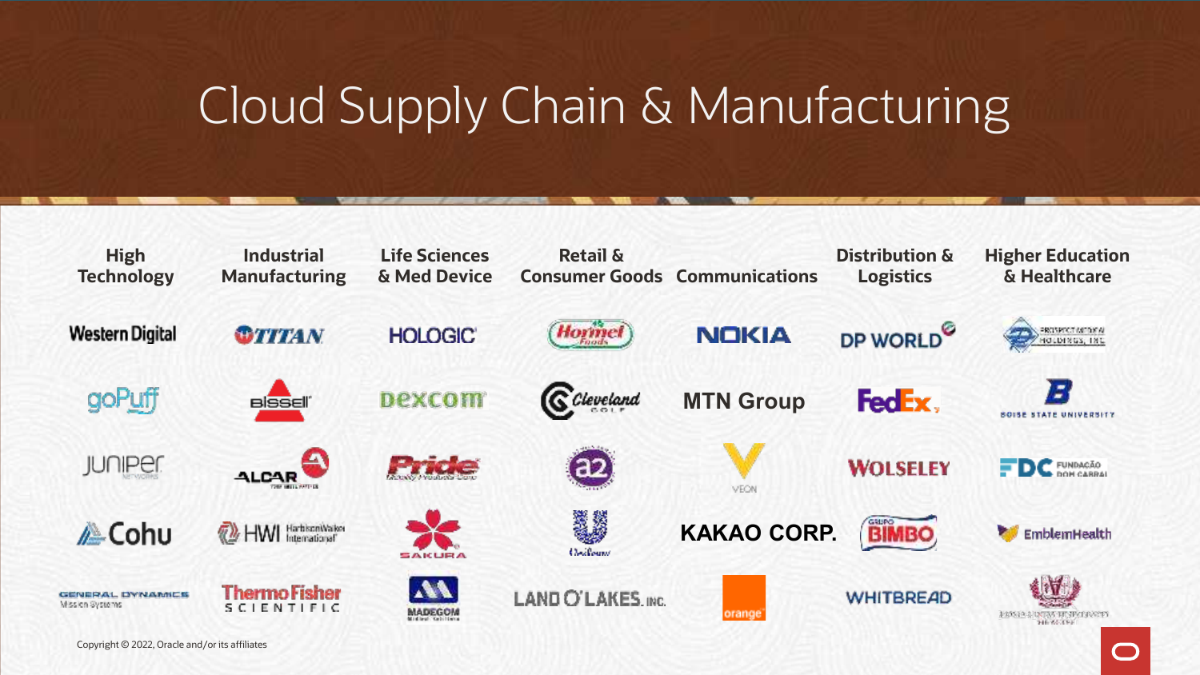# Cloud Supply Chain & Manufacturing

| High Technology | Industrial Manufacturing | Life Sciences & Med Device | Retail & Consumer Goods | Communications | Distribution & Logistics | Higher Education & Healthcare |
|---|---|---|---|---|---|---|
| Western Digital | TITAN | HOLOGIC | Hormel Foods | NOKIA | DP WORLD | Prospect Medical Holdings, Inc. |
| goPuff | Bissell | Dexcom | Cleveland Golf | MTN Group | FedEx | Boise State University |
| Juniper Networks | ALCAR | Pride Mobility Products Corp. | a2 | VEON | WOLSELEY | FDC Fundação Dom Cabral |
| Cohu | HWI Harbison Walker International | SAKURA | Unilever | KAKAO CORP. | Grupo BIMBO | EmblemHealth |
| General Dynamics Mission Systems | Thermo Fisher Scientific | MADEGOM | LAND O'LAKES, INC. | orange | WHITBREAD | |

Copyright © 2022, Oracle and/or its affiliates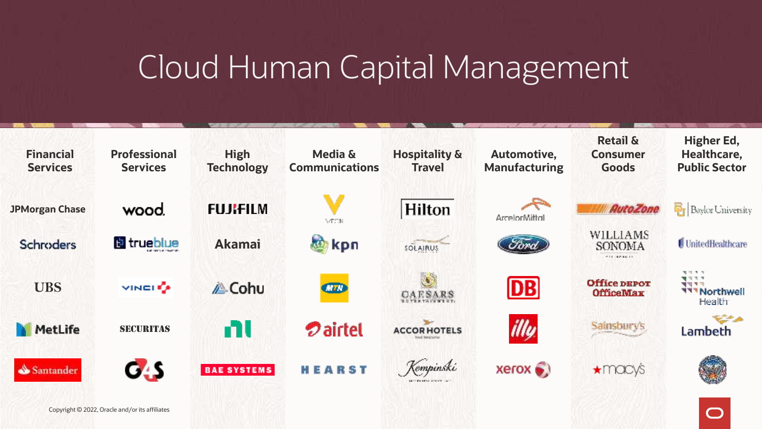# Cloud Human Capital Management

| Financial Services | Professional Services | High Technology | Media & Communications | Hospitality & Travel | Automotive, Manufacturing | Retail & Consumer Goods | Higher Ed, Healthcare, Public Sector |
|---|---|---|---|---|---|---|---|
| JPMorgan Chase | wood. | FUJIFILM | VTCN | Hilton | ArcelorMittal | AutoZone | Baylor University |
| Schroders | trueblue | Akamai | kpn | SOLAIRUS | Ford | WILLIAMS SONOMA | UnitedHealthcare |
| UBS | VINCI | Cohu | MTN | CAESARS | DB | Office DEPOT OfficeMax | Northwell Health |
| MetLife | SECURITAS | NI | airtel | ACCOR HOTELS | illy | Sainsbury's | Lambeth |
| Santander | G4S | BAE SYSTEMS | HEARST | Kempinski | xerox | macy's | |

Copyright © 2022, Oracle and/or its affiliates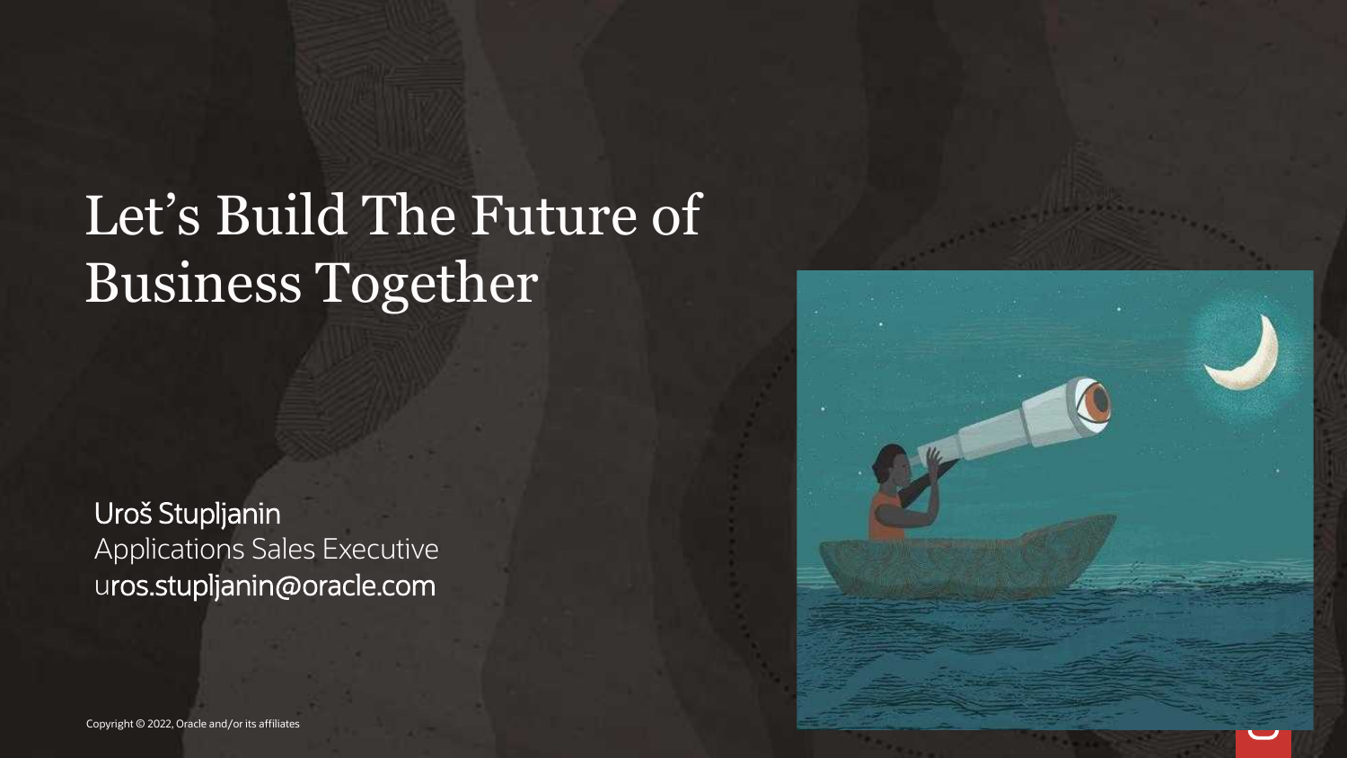# Let's Build The Future of Business Together

Uroš Stupljanin
Applications Sales Executive
uros.stupljanin@oracle.com

Copyright © 2022, Oracle and/or its affiliates